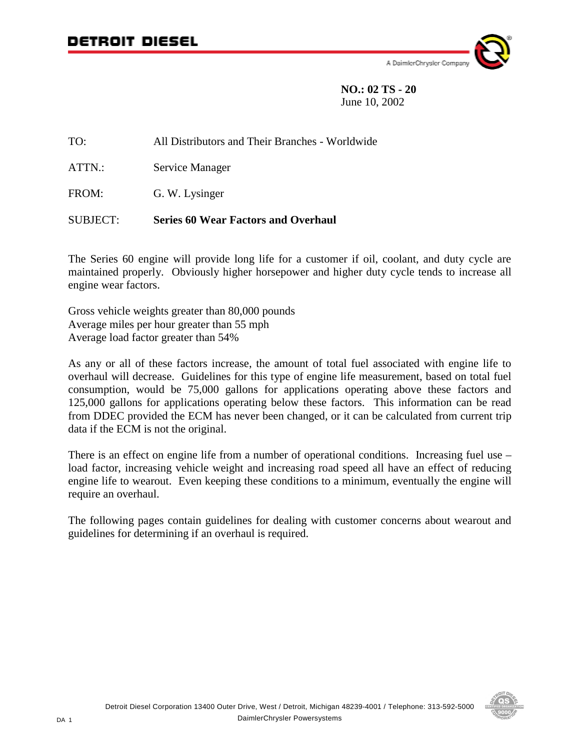**DETROIT DIESEL**

A DaimlerChrysler Company

**NO.: 02 TS - 20**
June 10, 2002

TO: All Distributors and Their Branches - Worldwide

ATTN.: Service Manager

FROM: G. W. Lysinger

SUBJECT: **Series 60 Wear Factors and Overhaul**

The Series 60 engine will provide long life for a customer if oil, coolant, and duty cycle are maintained properly. Obviously higher horsepower and higher duty cycle tends to increase all engine wear factors.

Gross vehicle weights greater than 80,000 pounds
Average miles per hour greater than 55 mph
Average load factor greater than 54%

As any or all of these factors increase, the amount of total fuel associated with engine life to overhaul will decrease. Guidelines for this type of engine life measurement, based on total fuel consumption, would be 75,000 gallons for applications operating above these factors and 125,000 gallons for applications operating below these factors. This information can be read from DDEC provided the ECM has never been changed, or it can be calculated from current trip data if the ECM is not the original.

There is an effect on engine life from a number of operational conditions. Increasing fuel use – load factor, increasing vehicle weight and increasing road speed all have an effect of reducing engine life to wearout. Even keeping these conditions to a minimum, eventually the engine will require an overhaul.

The following pages contain guidelines for dealing with customer concerns about wearout and guidelines for determining if an overhaul is required.

Detroit Diesel Corporation 13400 Outer Drive, West / Detroit, Michigan 48239-4001 / Telephone: 313-592-5000
DaimlerChrysler Powersystems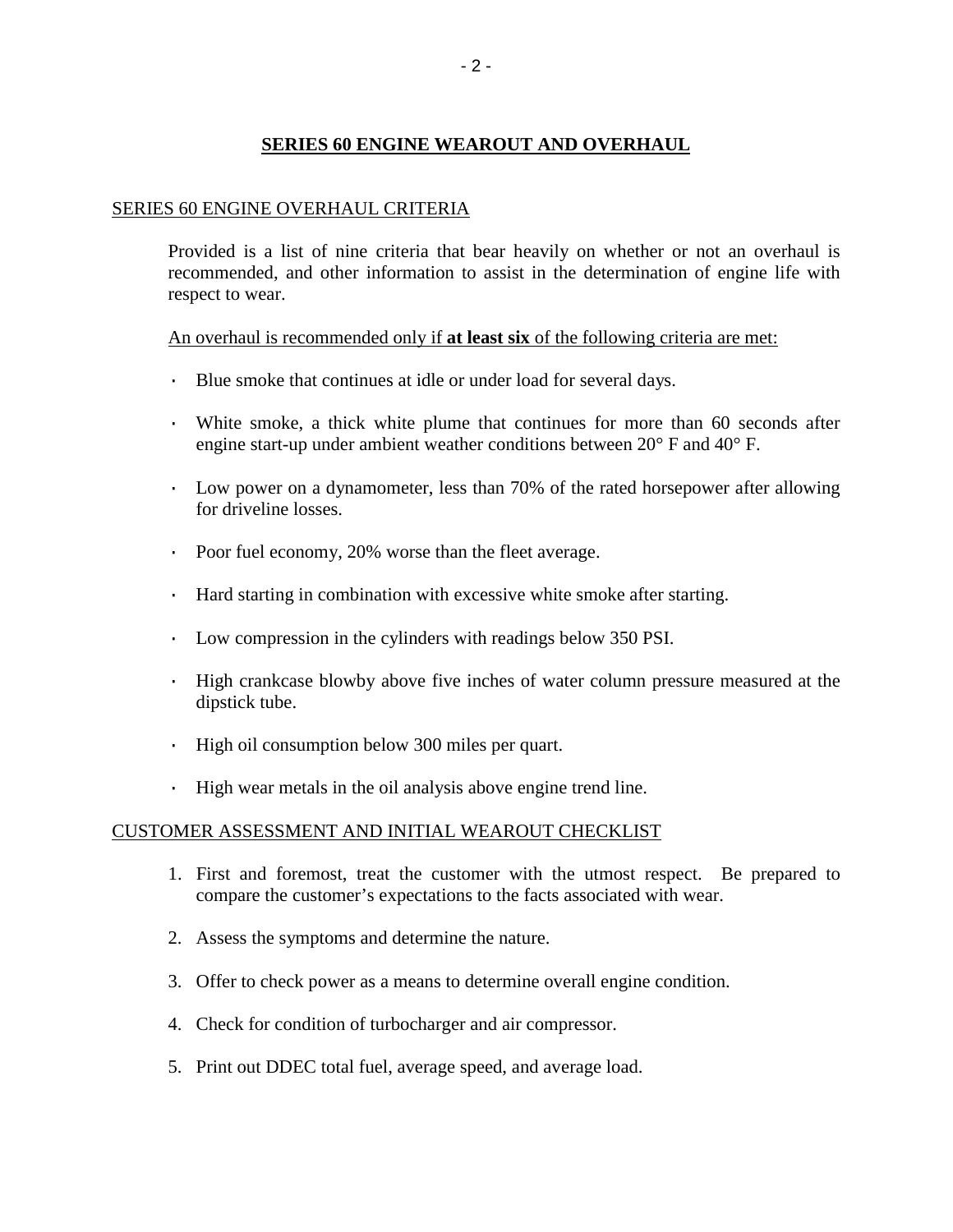# SERIES 60 ENGINE WEAROUT AND OVERHAUL

## SERIES 60 ENGINE OVERHAUL CRITERIA

Provided is a list of nine criteria that bear heavily on whether or not an overhaul is recommended, and other information to assist in the determination of engine life with respect to wear.

An overhaul is recommended only if **at least six** of the following criteria are met:

- Blue smoke that continues at idle or under load for several days.
- White smoke, a thick white plume that continues for more than 60 seconds after engine start-up under ambient weather conditions between 20° F and 40° F.
- Low power on a dynamometer, less than 70% of the rated horsepower after allowing for driveline losses.
- Poor fuel economy, 20% worse than the fleet average.
- Hard starting in combination with excessive white smoke after starting.
- Low compression in the cylinders with readings below 350 PSI.
- High crankcase blowby above five inches of water column pressure measured at the dipstick tube.
- High oil consumption below 300 miles per quart.
- High wear metals in the oil analysis above engine trend line.

## CUSTOMER ASSESSMENT AND INITIAL WEAROUT CHECKLIST

1. First and foremost, treat the customer with the utmost respect. Be prepared to compare the customer's expectations to the facts associated with wear.
2. Assess the symptoms and determine the nature.
3. Offer to check power as a means to determine overall engine condition.
4. Check for condition of turbocharger and air compressor.
5. Print out DDEC total fuel, average speed, and average load.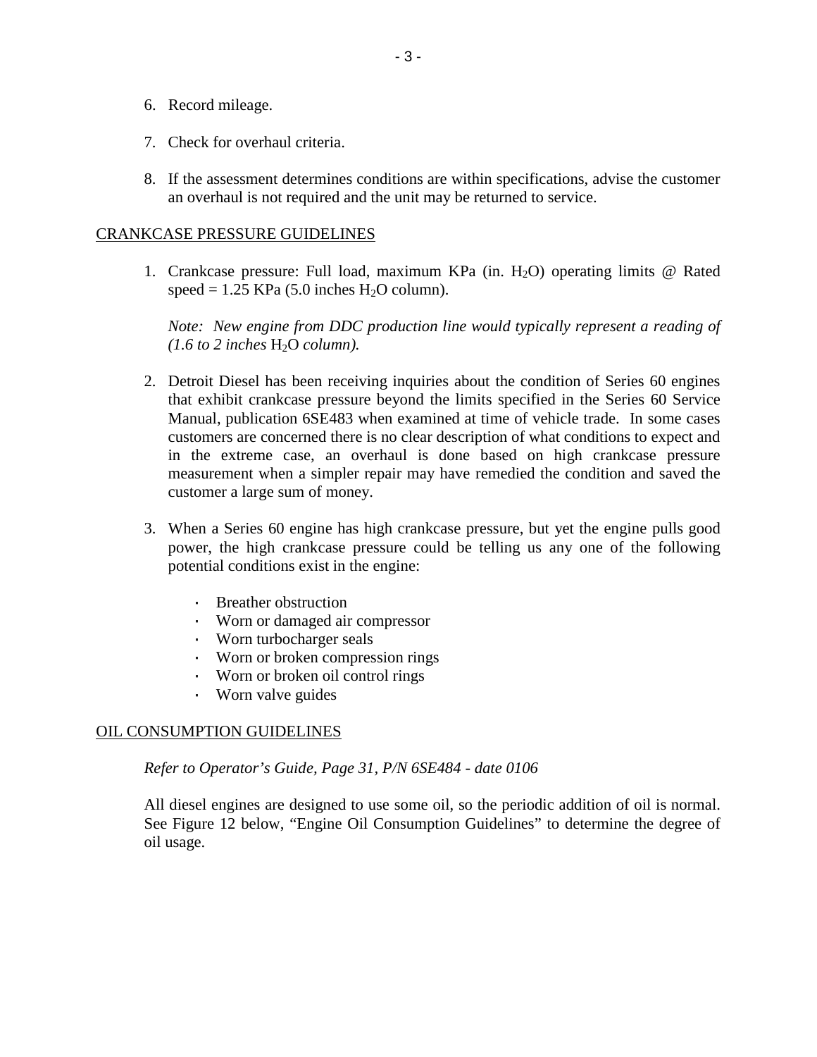6. Record mileage.
7. Check for overhaul criteria.
8. If the assessment determines conditions are within specifications, advise the customer an overhaul is not required and the unit may be returned to service.

## CRANKCASE PRESSURE GUIDELINES

1. Crankcase pressure: Full load, maximum KPa (in. $H_2O$) operating limits @ Rated speed = 1.25 KPa (5.0 inches $H_2O$ column).

   *Note: New engine from DDC production line would typically represent a reading of (1.6 to 2 inches* $H_2O$ *column).*

2. Detroit Diesel has been receiving inquiries about the condition of Series 60 engines that exhibit crankcase pressure beyond the limits specified in the Series 60 Service Manual, publication 6SE483 when examined at time of vehicle trade. In some cases customers are concerned there is no clear description of what conditions to expect and in the extreme case, an overhaul is done based on high crankcase pressure measurement when a simpler repair may have remedied the condition and saved the customer a large sum of money.

3. When a Series 60 engine has high crankcase pressure, but yet the engine pulls good power, the high crankcase pressure could be telling us any one of the following potential conditions exist in the engine:

   - Breather obstruction
   - Worn or damaged air compressor
   - Worn turbocharger seals
   - Worn or broken compression rings
   - Worn or broken oil control rings
   - Worn valve guides

## OIL CONSUMPTION GUIDELINES

*Refer to Operator's Guide, Page 31, P/N 6SE484 - date 0106*

All diesel engines are designed to use some oil, so the periodic addition of oil is normal. See Figure 12 below, "Engine Oil Consumption Guidelines" to determine the degree of oil usage.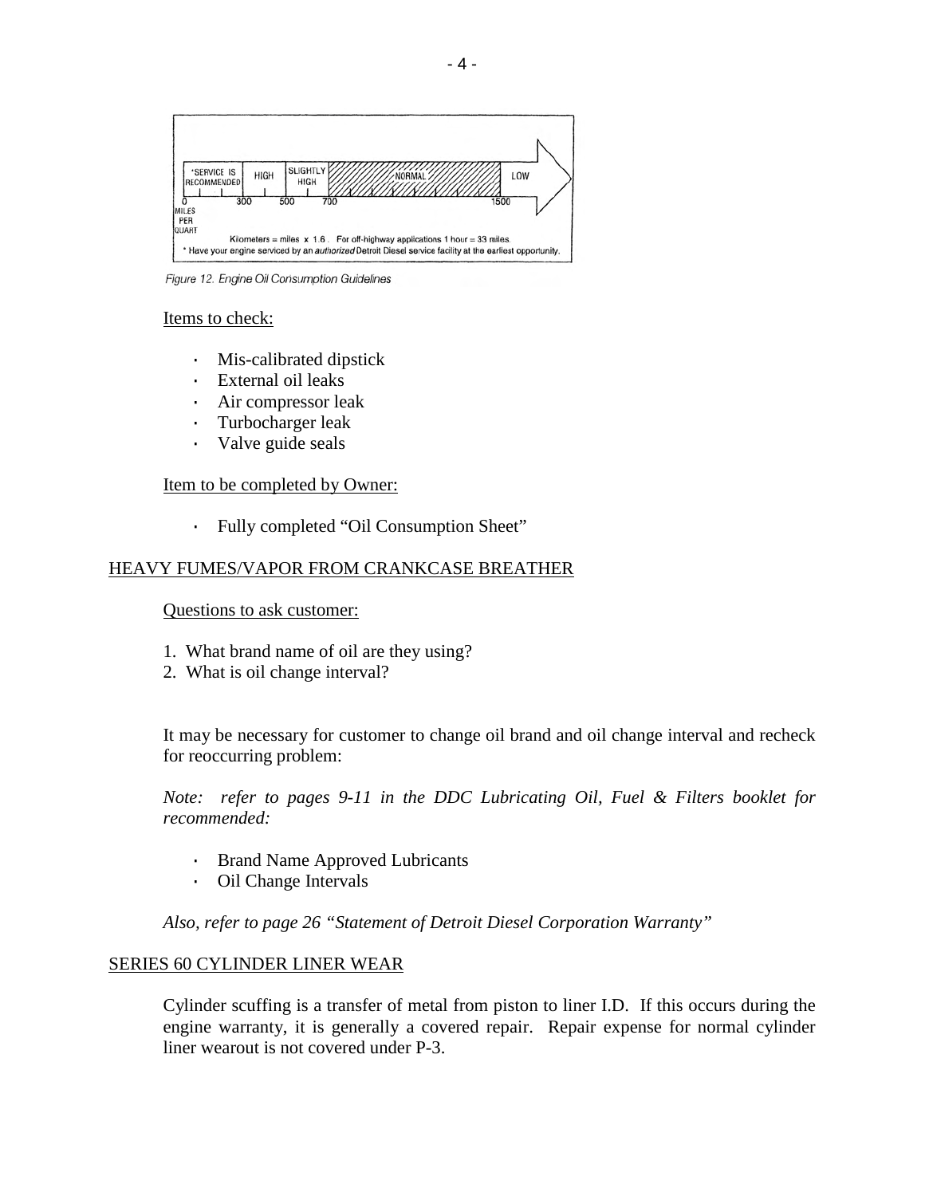| *SERVICE IS RECOMMENDED | HIGH | SLIGHTLY HIGH | NORMAL | LOW |
|---|---|---|---|---|
| 0–300 | 300–500 | 500–700 | 700–1500 | 1500+ |

MILES PER QUART

Kilometers = miles x 1.6 . For off-highway applications 1 hour = 33 miles.

* Have your engine serviced by an *authorized* Detroit Diesel service facility at the earliest opportunity.

*Figure 12. Engine Oil Consumption Guidelines*

Items to check:

- Mis-calibrated dipstick
- External oil leaks
- Air compressor leak
- Turbocharger leak
- Valve guide seals

Item to be completed by Owner:

- Fully completed "Oil Consumption Sheet"

## HEAVY FUMES/VAPOR FROM CRANKCASE BREATHER

Questions to ask customer:

1. What brand name of oil are they using?
2. What is oil change interval?

It may be necessary for customer to change oil brand and oil change interval and recheck for reoccurring problem:

*Note: refer to pages 9-11 in the DDC Lubricating Oil, Fuel & Filters booklet for recommended:*

- Brand Name Approved Lubricants
- Oil Change Intervals

*Also, refer to page 26 "Statement of Detroit Diesel Corporation Warranty"*

## SERIES 60 CYLINDER LINER WEAR

Cylinder scuffing is a transfer of metal from piston to liner I.D. If this occurs during the engine warranty, it is generally a covered repair. Repair expense for normal cylinder liner wearout is not covered under P-3.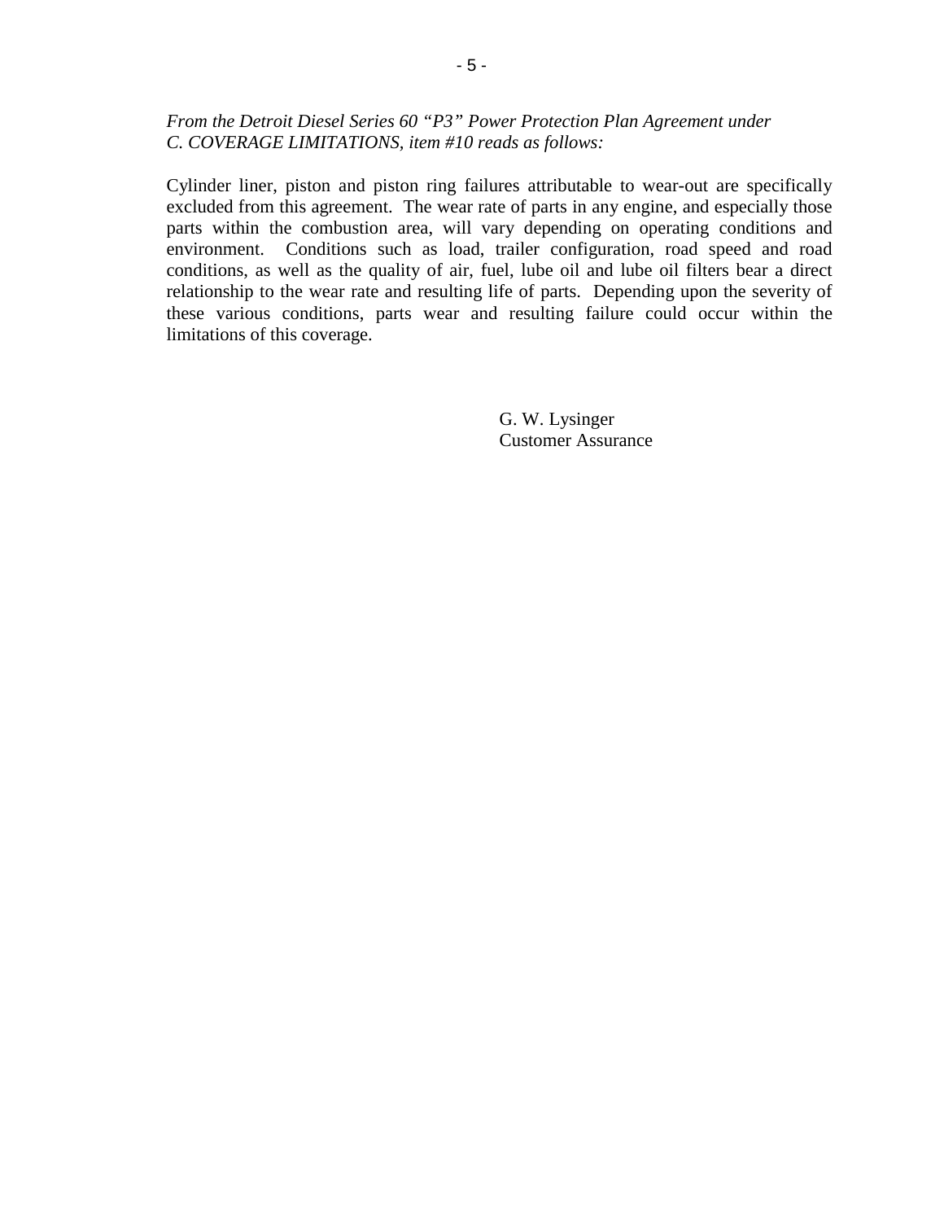*From the Detroit Diesel Series 60 "P3" Power Protection Plan Agreement under C. COVERAGE LIMITATIONS, item #10 reads as follows:*

Cylinder liner, piston and piston ring failures attributable to wear-out are specifically excluded from this agreement. The wear rate of parts in any engine, and especially those parts within the combustion area, will vary depending on operating conditions and environment. Conditions such as load, trailer configuration, road speed and road conditions, as well as the quality of air, fuel, lube oil and lube oil filters bear a direct relationship to the wear rate and resulting life of parts. Depending upon the severity of these various conditions, parts wear and resulting failure could occur within the limitations of this coverage.

G. W. Lysinger
Customer Assurance